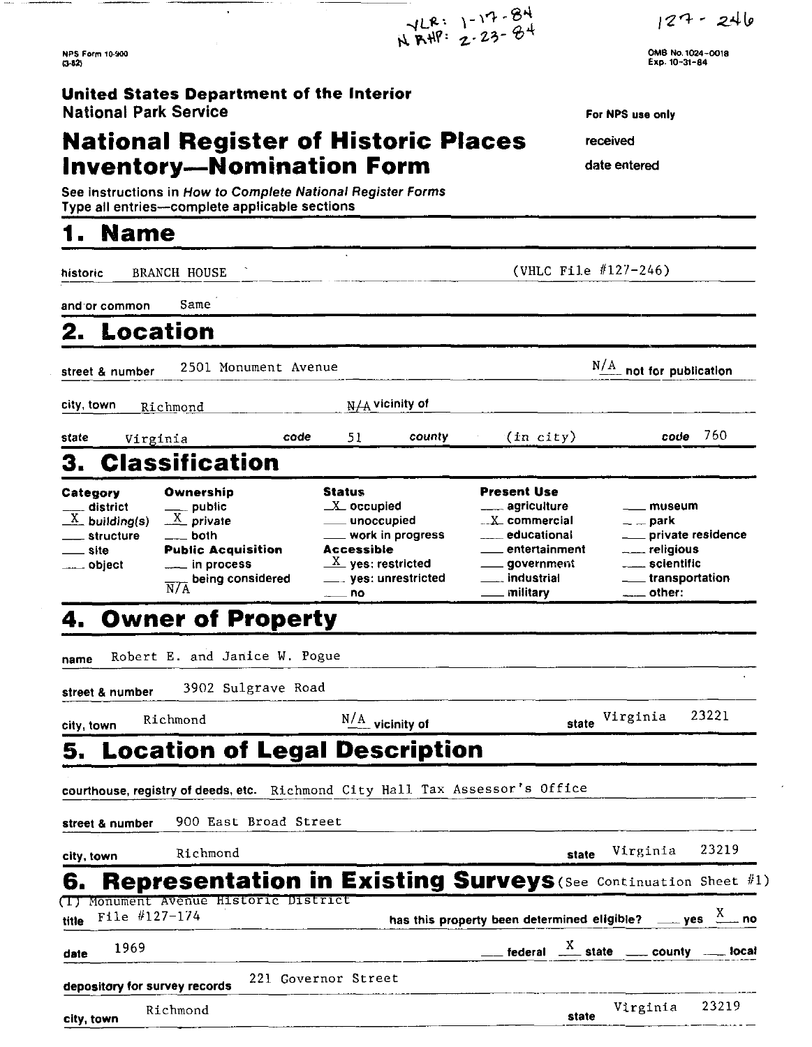VLR: 1-17-84
N RHP: 2-23-84

127-246

NPS Form 10-900
(3-82)

OMB No. 1024-0018
Exp. 10-31-84

**United States Department of the Interior**
**National Park Service**

# National Register of Historic Places Inventory—Nomination Form

For NPS use only

received

date entered

See instructions in *How to Complete National Register Forms*
Type all entries—complete applicable sections

## 1. Name

historic BRANCH HOUSE (VHLC File #127-246)

and/or common Same

## 2. Location

street & number 2501 Monument Avenue N/A not for publication

city, town Richmond N/A vicinity of

state Virginia code 51 county (in city) code 760

## 3. Classification

| Category | Ownership | Status | Present Use | |
|---|---|---|---|---|
| ___ district | ___ public | X occupied | ___ agriculture | ___ museum |
| X building(s) | X private | ___ unoccupied | X commercial | ___ park |
| ___ structure | ___ both | ___ work in progress | ___ educational | ___ private residence |
| ___ site | **Public Acquisition** | **Accessible** | ___ entertainment | ___ religious |
| ___ object | ___ in process | X yes: restricted | ___ government | ___ scientific |
| | ___ being considered N/A | ___ yes: unrestricted | ___ industrial | ___ transportation |
| | | ___ no | ___ military | ___ other: |

## 4. Owner of Property

name Robert E. and Janice W. Pogue

street & number 3902 Sulgrave Road

city, town Richmond N/A vicinity of state Virginia 23221

## 5. Location of Legal Description

courthouse, registry of deeds, etc. Richmond City Hall Tax Assessor's Office

street & number 900 East Broad Street

city, town Richmond state Virginia 23219

## 6. Representation in Existing Surveys (See Continuation Sheet #1)

title (1) Monument Avenue Historic District File #127-174 has this property been determined eligible? ___ yes X no

date 1969 ___ federal X state ___ county ___ local

depository for survey records 221 Governor Street

city, town Richmond state Virginia 23219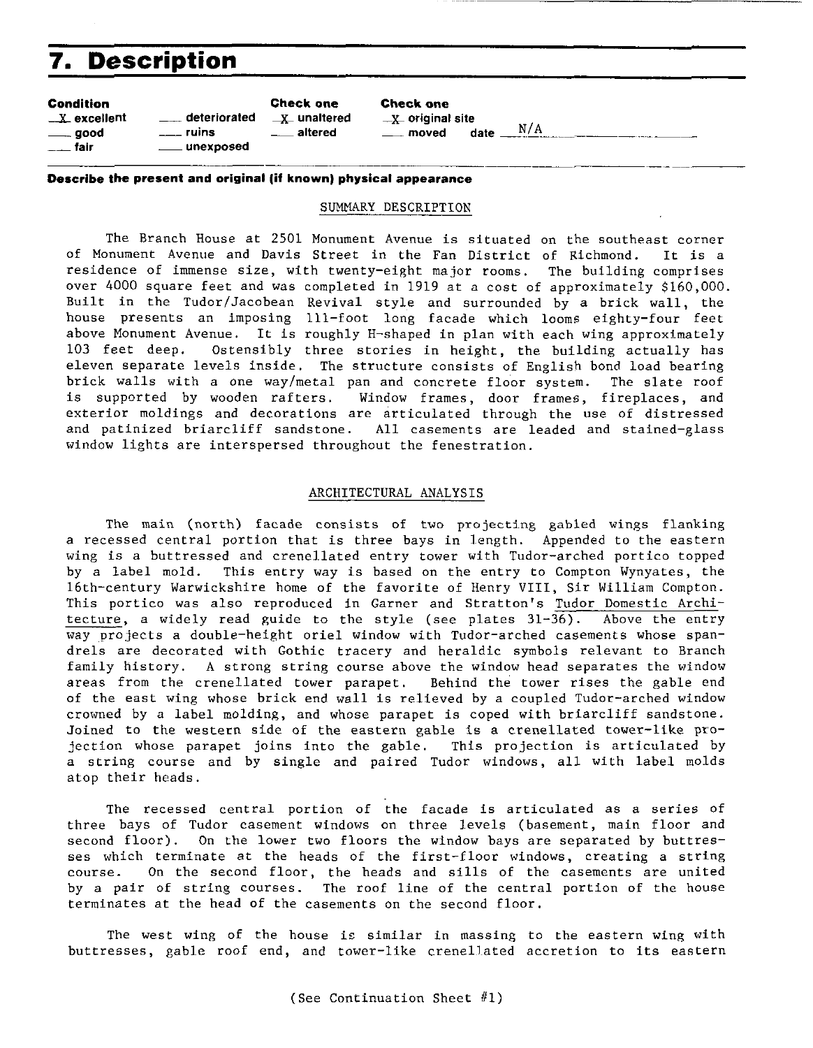# 7. Description

| Condition | | Check one | Check one |
|---|---|---|---|
| X excellent | ___ deteriorated | X unaltered | X original site |
| ___ good | ___ ruins | ___ altered | ___ moved date N/A |
| ___ fair | ___ unexposed | | |

**Describe the present and original (if known) physical appearance**

SUMMARY DESCRIPTION

The Branch House at 2501 Monument Avenue is situated on the southeast corner of Monument Avenue and Davis Street in the Fan District of Richmond. It is a residence of immense size, with twenty-eight major rooms. The building comprises over 4000 square feet and was completed in 1919 at a cost of approximately $160,000. Built in the Tudor/Jacobean Revival style and surrounded by a brick wall, the house presents an imposing 111-foot long facade which looms eighty-four feet above Monument Avenue. It is roughly H-shaped in plan with each wing approximately 103 feet deep. Ostensibly three stories in height, the building actually has eleven separate levels inside. The structure consists of English bond load bearing brick walls with a one way/metal pan and concrete floor system. The slate roof is supported by wooden rafters. Window frames, door frames, fireplaces, and exterior moldings and decorations are articulated through the use of distressed and patinized briarcliff sandstone. All casements are leaded and stained-glass window lights are interspersed throughout the fenestration.

ARCHITECTURAL ANALYSIS

The main (north) facade consists of two projecting gabled wings flanking a recessed central portion that is three bays in length. Appended to the eastern wing is a buttressed and crenellated entry tower with Tudor-arched portico topped by a label mold. This entry way is based on the entry to Compton Wynyates, the 16th-century Warwickshire home of the favorite of Henry VIII, Sir William Compton. This portico was also reproduced in Garner and Stratton's Tudor Domestic Architecture, a widely read guide to the style (see plates 31-36). Above the entry way projects a double-height oriel window with Tudor-arched casements whose spandrels are decorated with Gothic tracery and heraldic symbols relevant to Branch family history. A strong string course above the window head separates the window areas from the crenellated tower parapet. Behind the tower rises the gable end of the east wing whose brick end wall is relieved by a coupled Tudor-arched window crowned by a label molding, and whose parapet is coped with briarcliff sandstone. Joined to the western side of the eastern gable is a crenellated tower-like projection whose parapet joins into the gable. This projection is articulated by a string course and by single and paired Tudor windows, all with label molds atop their heads.

The recessed central portion of the facade is articulated as a series of three bays of Tudor casement windows on three levels (basement, main floor and second floor). On the lower two floors the window bays are separated by buttresses which terminate at the heads of the first-floor windows, creating a string course. On the second floor, the heads and sills of the casements are united by a pair of string courses. The roof line of the central portion of the house terminates at the head of the casements on the second floor.

The west wing of the house is similar in massing to the eastern wing with buttresses, gable roof end, and tower-like crenellated accretion to its eastern

(See Continuation Sheet #1)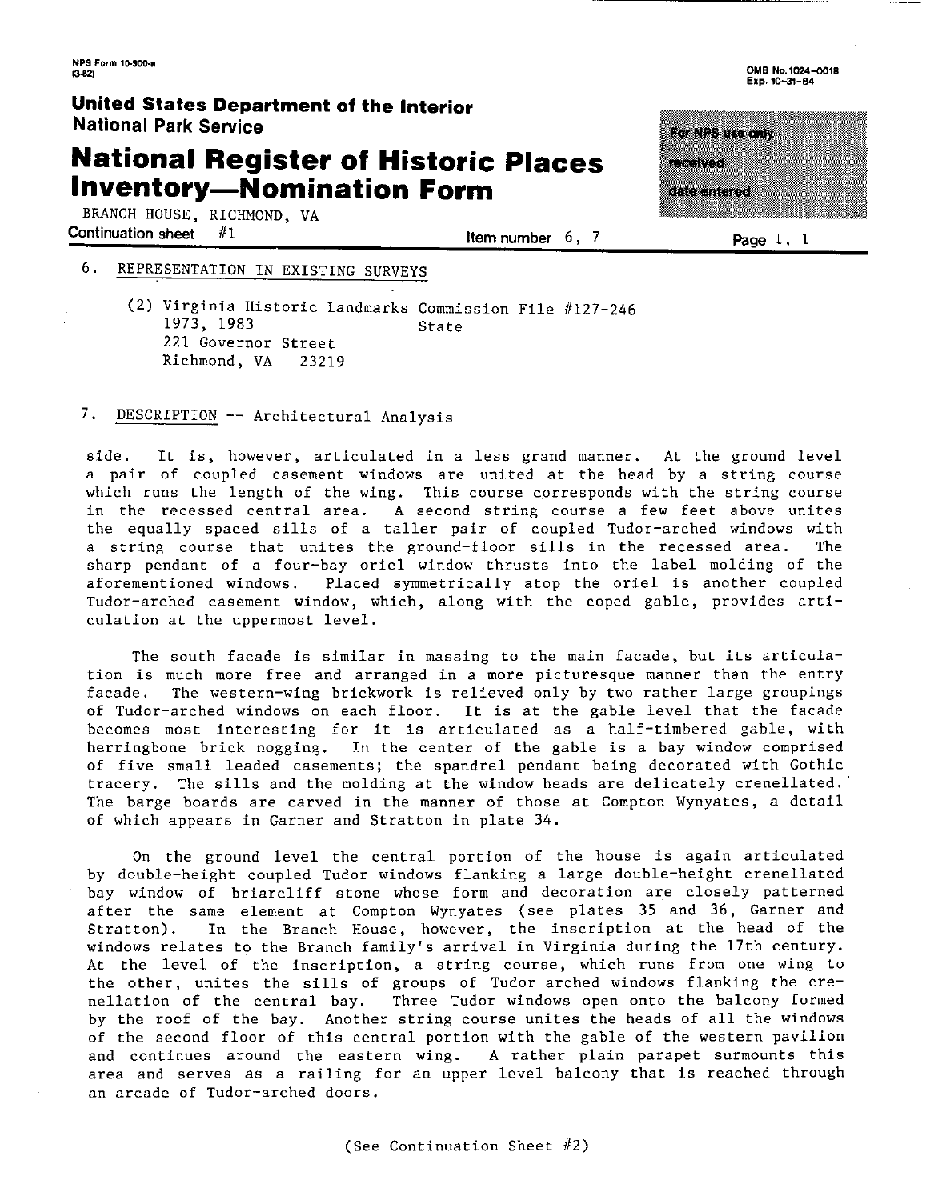BRANCH HOUSE, RICHMOND, VA

Continuation sheet #1 — Item number 6, 7 — Page 1, 1

## 6. REPRESENTATION IN EXISTING SURVEYS

(2) Virginia Historic Landmarks Commission File #127-246
1973, 1983 State
221 Governor Street
Richmond, VA 23219

## 7. DESCRIPTION -- Architectural Analysis

side. It is, however, articulated in a less grand manner. At the ground level a pair of coupled casement windows are united at the head by a string course which runs the length of the wing. This course corresponds with the string course in the recessed central area. A second string course a few feet above unites the equally spaced sills of a taller pair of coupled Tudor-arched windows with a string course that unites the ground-floor sills in the recessed area. The sharp pendant of a four-bay oriel window thrusts into the label molding of the aforementioned windows. Placed symmetrically atop the oriel is another coupled Tudor-arched casement window, which, along with the coped gable, provides articulation at the uppermost level.

The south facade is similar in massing to the main facade, but its articulation is much more free and arranged in a more picturesque manner than the entry facade. The western-wing brickwork is relieved only by two rather large groupings of Tudor-arched windows on each floor. It is at the gable level that the facade becomes most interesting for it is articulated as a half-timbered gable, with herringbone brick nogging. In the center of the gable is a bay window comprised of five small leaded casements; the spandrel pendant being decorated with Gothic tracery. The sills and the molding at the window heads are delicately crenellated. The barge boards are carved in the manner of those at Compton Wynyates, a detail of which appears in Garner and Stratton in plate 34.

On the ground level the central portion of the house is again articulated by double-height coupled Tudor windows flanking a large double-height crenellated bay window of briarcliff stone whose form and decoration are closely patterned after the same element at Compton Wynyates (see plates 35 and 36, Garner and Stratton). In the Branch House, however, the inscription at the head of the windows relates to the Branch family's arrival in Virginia during the 17th century. At the level of the inscription, a string course, which runs from one wing to the other, unites the sills of groups of Tudor-arched windows flanking the crenellation of the central bay. Three Tudor windows open onto the balcony formed by the roof of the bay. Another string course unites the heads of all the windows of the second floor of this central portion with the gable of the western pavilion and continues around the eastern wing. A rather plain parapet surmounts this area and serves as a railing for an upper level balcony that is reached through an arcade of Tudor-arched doors.

(See Continuation Sheet #2)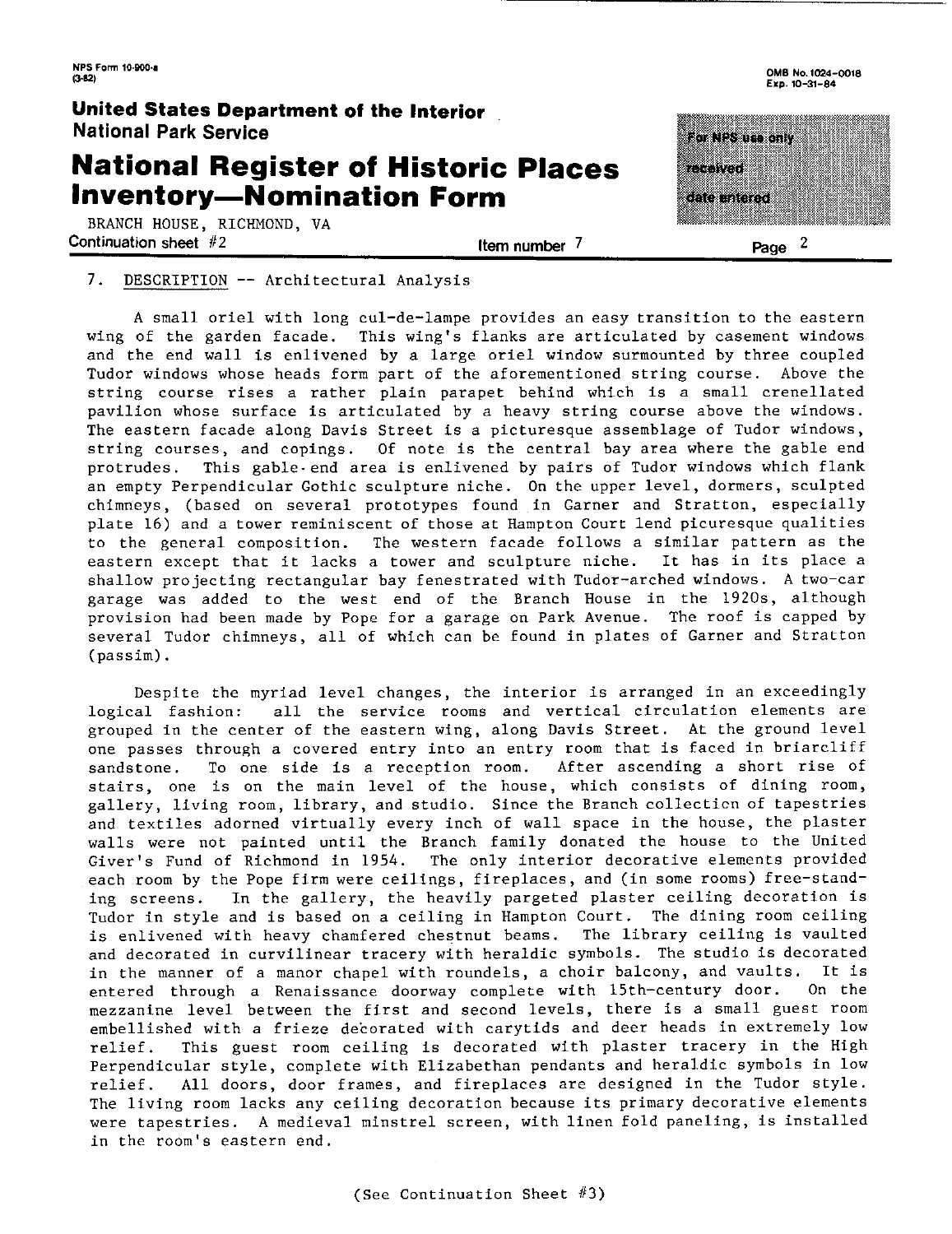7. DESCRIPTION -- Architectural Analysis

A small oriel with long cul-de-lampe provides an easy transition to the eastern wing of the garden facade. This wing's flanks are articulated by casement windows and the end wall is enlivened by a large oriel window surmounted by three coupled Tudor windows whose heads form part of the aforementioned string course. Above the string course rises a rather plain parapet behind which is a small crenellated pavilion whose surface is articulated by a heavy string course above the windows. The eastern facade along Davis Street is a picturesque assemblage of Tudor windows, string courses, and copings. Of note is the central bay area where the gable end protrudes. This gable-end area is enlivened by pairs of Tudor windows which flank an empty Perpendicular Gothic sculpture niche. On the upper level, dormers, sculpted chimneys, (based on several prototypes found in Garner and Stratton, especially plate 16) and a tower reminiscent of those at Hampton Court lend picuresque qualities to the general composition. The western facade follows a similar pattern as the eastern except that it lacks a tower and sculpture niche. It has in its place a shallow projecting rectangular bay fenestrated with Tudor-arched windows. A two-car garage was added to the west end of the Branch House in the 1920s, although provision had been made by Pope for a garage on Park Avenue. The roof is capped by several Tudor chimneys, all of which can be found in plates of Garner and Stratton (passim).

Despite the myriad level changes, the interior is arranged in an exceedingly logical fashion: all the service rooms and vertical circulation elements are grouped in the center of the eastern wing, along Davis Street. At the ground level one passes through a covered entry into an entry room that is faced in briarcliff sandstone. To one side is a reception room. After ascending a short rise of stairs, one is on the main level of the house, which consists of dining room, gallery, living room, library, and studio. Since the Branch collection of tapestries and textiles adorned virtually every inch of wall space in the house, the plaster walls were not painted until the Branch family donated the house to the United Giver's Fund of Richmond in 1954. The only interior decorative elements provided each room by the Pope firm were ceilings, fireplaces, and (in some rooms) free-standing screens. In the gallery, the heavily pargeted plaster ceiling decoration is Tudor in style and is based on a ceiling in Hampton Court. The dining room ceiling is enlivened with heavy chamfered chestnut beams. The library ceiling is vaulted and decorated in curvilinear tracery with heraldic symbols. The studio is decorated in the manner of a manor chapel with roundels, a choir balcony, and vaults. It is entered through a Renaissance doorway complete with 15th-century door. On the mezzanine level between the first and second levels, there is a small guest room embellished with a frieze decorated with carytids and deer heads in extremely low relief. This guest room ceiling is decorated with plaster tracery in the High Perpendicular style, complete with Elizabethan pendants and heraldic symbols in low relief. All doors, door frames, and fireplaces are designed in the Tudor style. The living room lacks any ceiling decoration because its primary decorative elements were tapestries. A medieval minstrel screen, with linen fold paneling, is installed in the room's eastern end.

(See Continuation Sheet #3)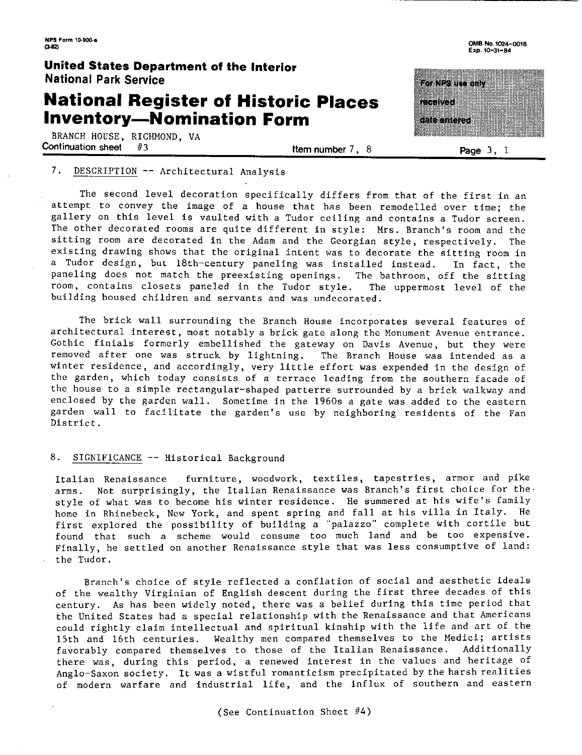BRANCH HOUSE, RICHMOND, VA

Continuation sheet #3 | Item number 7, 8 | Page 3, 1

## 7. DESCRIPTION -- Architectural Analysis

The second level decoration specifically differs from that of the first in an attempt to convey the image of a house that has been remodelled over time; the gallery on this level is vaulted with a Tudor ceiling and contains a Tudor screen. The other decorated rooms are quite different in style: Mrs. Branch's room and the sitting room are decorated in the Adam and the Georgian style, respectively. The existing drawing shows that the original intent was to decorate the sitting room in a Tudor design, but 18th-century paneling was installed instead. In fact, the paneling does not match the preexisting openings. The bathroom, off the sitting room, contains closets paneled in the Tudor style. The uppermost level of the building housed children and servants and was undecorated.

The brick wall surrounding the Branch House incorporates several features of architectural interest, most notably a brick gate along the Monument Avenue entrance. Gothic finials formerly embellished the gateway on Davis Avenue, but they were removed after one was struck by lightning. The Branch House was intended as a winter residence, and accordingly, very little effort was expended in the design of the garden, which today consists of a terrace leading from the southern facade of the house to a simple rectangular-shaped parterre surrounded by a brick walkway and enclosed by the garden wall. Sometime in the 1960s a gate was added to the eastern garden wall to facilitate the garden's use by neighboring residents of the Fan District.

## 8. SIGNIFICANCE -- Historical Background

Italian Renaissance furniture, woodwork, textiles, tapestries, armor and pike arms. Not surprisingly, the Italian Renaissance was Branch's first choice for the style of what was to become his winter residence. He summered at his wife's family home in Rhinebeck, New York, and spent spring and fall at his villa in Italy. He first explored the possibility of building a "palazzo" complete with cortile but found that such a scheme would consume too much land and be too expensive. Finally, he settled on another Renaissance style that was less consumptive of land: the Tudor.

Branch's choice of style reflected a conflation of social and aesthetic ideals of the wealthy Virginian of English descent during the first three decades of this century. As has been widely noted, there was a belief during this time period that the United States had a special relationship with the Renaissance and that Americans could rightly claim intellectual and spiritual kinship with the life and art of the 15th and 16th centuries. Wealthy men compared themselves to the Medici; artists favorably compared themselves to those of the Italian Renaissance. Additionally there was, during this period, a renewed interest in the values and heritage of Anglo-Saxon society. It was a wistful romanticism precipitated by the harsh realities of modern warfare and industrial life, and the influx of southern and eastern

(See Continuation Sheet #4)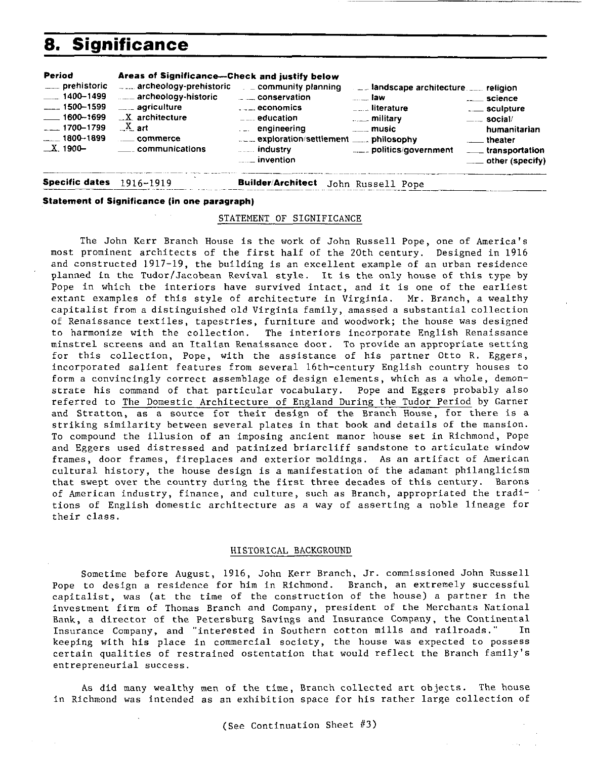# 8. Significance

| Period | Areas of Significance—Check and justify below | | | |
|---|---|---|---|---|
| ___ prehistoric | ___ archeology-prehistoric | ___ community planning | ___ landscape architecture | ___ religion |
| ___ 1400–1499 | ___ archeology-historic | ___ conservation | ___ law | ___ science |
| ___ 1500–1599 | ___ agriculture | ___ economics | ___ literature | ___ sculpture |
| ___ 1600–1699 | _X_ architecture | ___ education | ___ military | ___ social/humanitarian |
| ___ 1700–1799 | _X_ art | ___ engineering | ___ music | ___ theater |
| ___ 1800–1899 | ___ commerce | ___ exploration/settlement | ___ philosophy | ___ transportation |
| _X_ 1900– | ___ communications | ___ industry | ___ politics/government | ___ other (specify) |
| | | ___ invention | | |

**Specific dates** 1916–1919 **Builder/Architect** John Russell Pope

**Statement of Significance (in one paragraph)**

STATEMENT OF SIGNIFICANCE

The John Kerr Branch House is the work of John Russell Pope, one of America's most prominent architects of the first half of the 20th century. Designed in 1916 and constructed 1917-19, the building is an excellent example of an urban residence planned in the Tudor/Jacobean Revival style. It is the only house of this type by Pope in which the interiors have survived intact, and it is one of the earliest extant examples of this style of architecture in Virginia. Mr. Branch, a wealthy capitalist from a distinguished old Virginia family, amassed a substantial collection of Renaissance textiles, tapestries, furniture and woodwork; the house was designed to harmonize with the collection. The interiors incorporate English Renaissance minstrel screens and an Italian Renaissance door. To provide an appropriate setting for this collection, Pope, with the assistance of his partner Otto R. Eggers, incorporated salient features from several 16th-century English country houses to form a convincingly correct assemblage of design elements, which as a whole, demonstrate his command of that particular vocabulary. Pope and Eggers probably also referred to The Domestic Architecture of England During the Tudor Period by Garner and Stratton, as a source for their design of the Branch House, for there is a striking similarity between several plates in that book and details of the mansion. To compound the illusion of an imposing ancient manor house set in Richmond, Pope and Eggers used distressed and patinized briarcliff sandstone to articulate window frames, door frames, fireplaces and exterior moldings. As an artifact of American cultural history, the house design is a manifestation of the adamant philanglicism that swept over the country during the first three decades of this century. Barons of American industry, finance, and culture, such as Branch, appropriated the traditions of English domestic architecture as a way of asserting a noble lineage for their class.

HISTORICAL BACKGROUND

Sometime before August, 1916, John Kerr Branch, Jr. commissioned John Russell Pope to design a residence for him in Richmond. Branch, an extremely successful capitalist, was (at the time of the construction of the house) a partner in the investment firm of Thomas Branch and Company, president of the Merchants National Bank, a director of the Petersburg Savings and Insurance Company, the Continental Insurance Company, and "interested in Southern cotton mills and railroads." In keeping with his place in commercial society, the house was expected to possess certain qualities of restrained ostentation that would reflect the Branch family's entrepreneurial success.

As did many wealthy men of the time, Branch collected art objects. The house in Richmond was intended as an exhibition space for his rather large collection of

(See Continuation Sheet #3)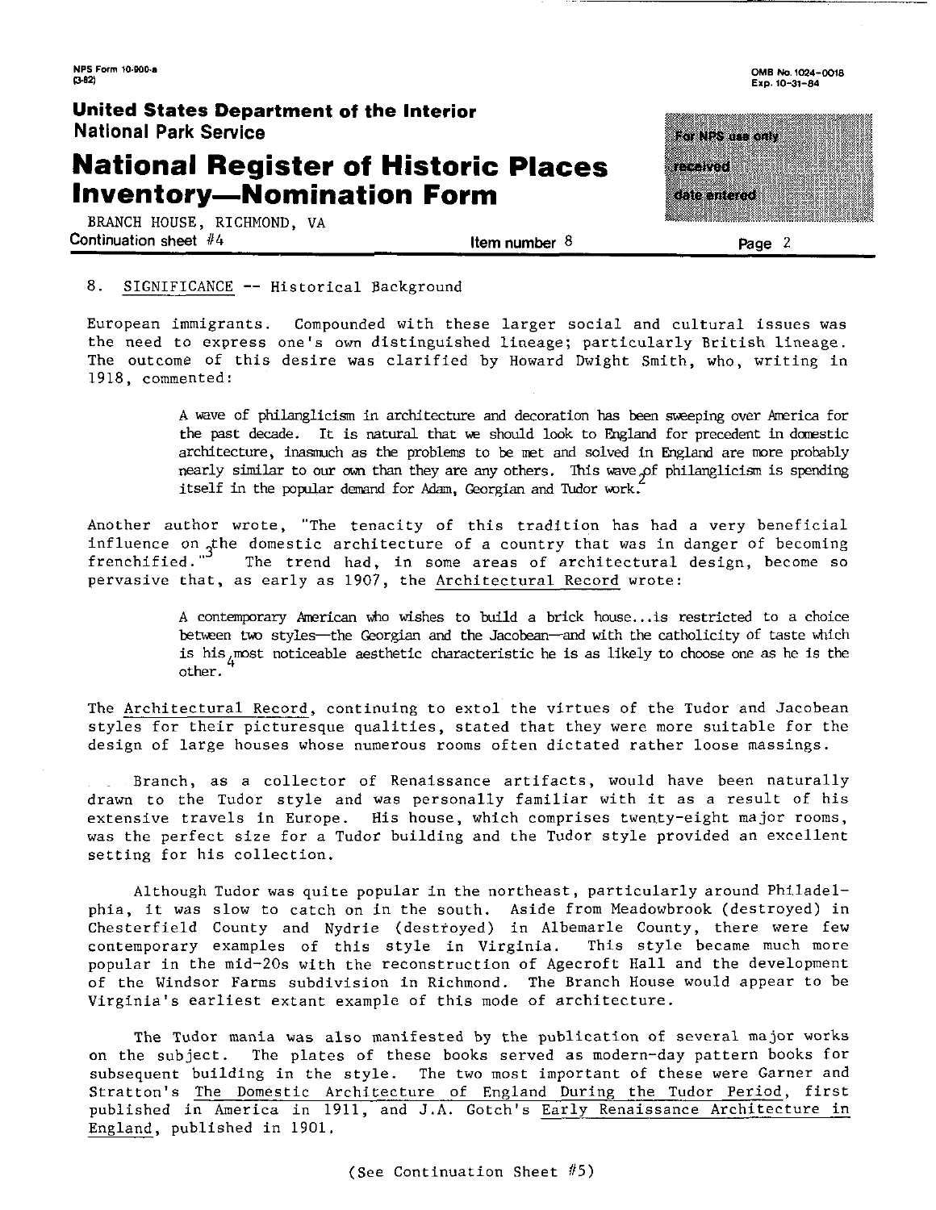BRANCH HOUSE, RICHMOND, VA
Continuation sheet #4 Item number 8

## 8. SIGNIFICANCE -- Historical Background

European immigrants. Compounded with these larger social and cultural issues was the need to express one's own distinguished lineage; particularly British lineage. The outcome of this desire was clarified by Howard Dwight Smith, who, writing in 1918, commented:

> A wave of philanglicism in architecture and decoration has been sweeping over America for the past decade. It is natural that we should look to England for precedent in domestic architecture, inasmuch as the problems to be met and solved in England are more probably nearly similar to our own than they are any others. This wave of philanglicism is spending itself in the popular demand for Adam, Georgian and Tudor work.[2]

Another author wrote, "The tenacity of this tradition has had a very beneficial influence on the domestic architecture of a country that was in danger of becoming frenchified."[3] The trend had, in some areas of architectural design, become so pervasive that, as early as 1907, the Architectural Record wrote:

> A contemporary American who wishes to build a brick house...is restricted to a choice between two styles—the Georgian and the Jacobean—and with the catholicity of taste which is his most noticeable aesthetic characteristic he is as likely to choose one as he is the other.[4]

The Architectural Record, continuing to extol the virtues of the Tudor and Jacobean styles for their picturesque qualities, stated that they were more suitable for the design of large houses whose numerous rooms often dictated rather loose massings.

Branch, as a collector of Renaissance artifacts, would have been naturally drawn to the Tudor style and was personally familiar with it as a result of his extensive travels in Europe. His house, which comprises twenty-eight major rooms, was the perfect size for a Tudor building and the Tudor style provided an excellent setting for his collection.

Although Tudor was quite popular in the northeast, particularly around Philadelphia, it was slow to catch on in the south. Aside from Meadowbrook (destroyed) in Chesterfield County and Nydrie (destroyed) in Albemarle County, there were few contemporary examples of this style in Virginia. This style became much more popular in the mid-20s with the reconstruction of Agecroft Hall and the development of the Windsor Farms subdivision in Richmond. The Branch House would appear to be Virginia's earliest extant example of this mode of architecture.

The Tudor mania was also manifested by the publication of several major works on the subject. The plates of these books served as modern-day pattern books for subsequent building in the style. The two most important of these were Garner and Stratton's The Domestic Architecture of England During the Tudor Period, first published in America in 1911, and J.A. Gotch's Early Renaissance Architecture in England, published in 1901.

(See Continuation Sheet #5)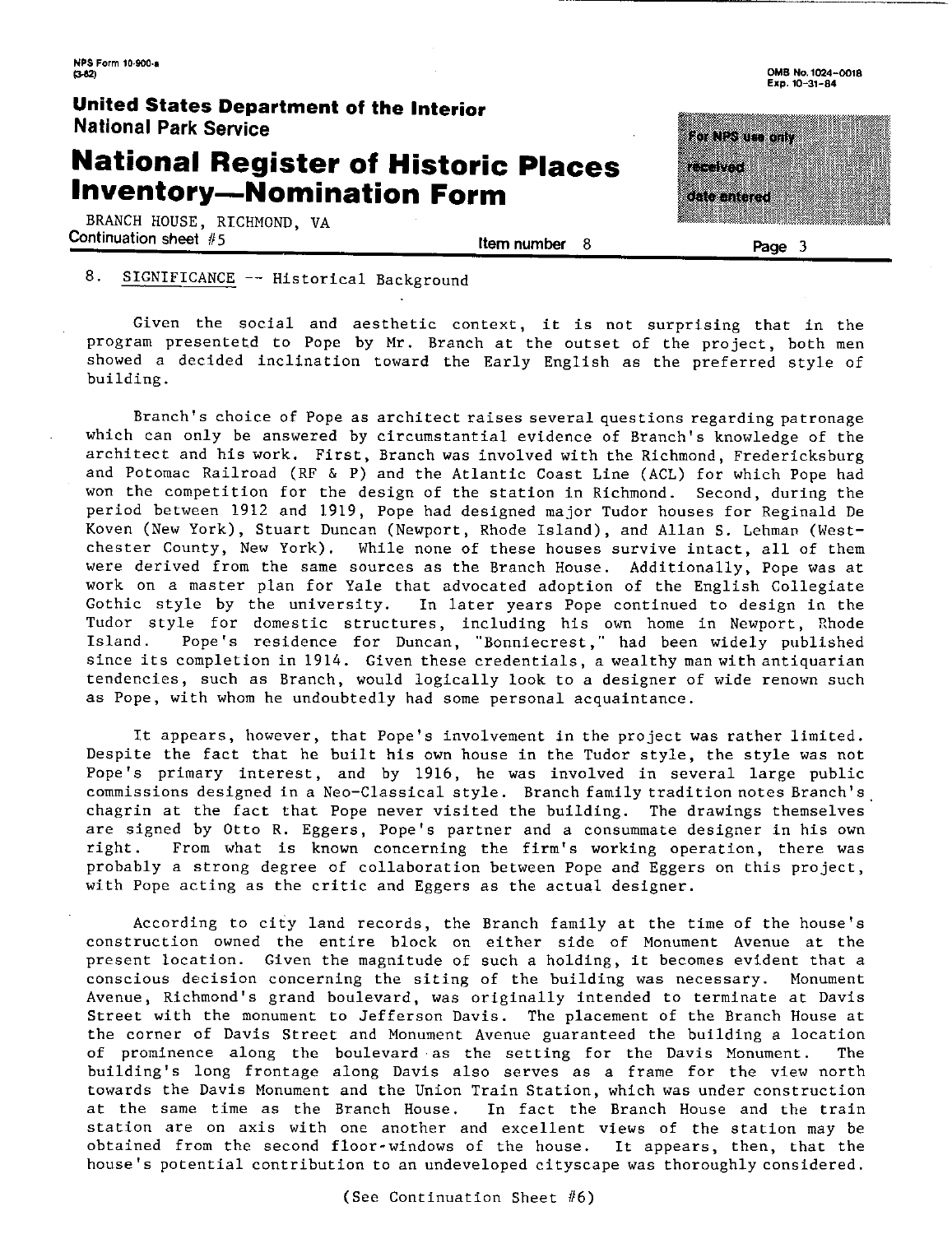BRANCH HOUSE, RICHMOND, VA
Continuation sheet #5 Item number 8

8. SIGNIFICANCE -- Historical Background

Given the social and aesthetic context, it is not surprising that in the program presentetd to Pope by Mr. Branch at the outset of the project, both men showed a decided inclination toward the Early English as the preferred style of building.

Branch's choice of Pope as architect raises several questions regarding patronage which can only be answered by circumstantial evidence of Branch's knowledge of the architect and his work. First, Branch was involved with the Richmond, Fredericksburg and Potomac Railroad (RF & P) and the Atlantic Coast Line (ACL) for which Pope had won the competition for the design of the station in Richmond. Second, during the period between 1912 and 1919, Pope had designed major Tudor houses for Reginald De Koven (New York), Stuart Duncan (Newport, Rhode Island), and Allan S. Lehman (Westchester County, New York). While none of these houses survive intact, all of them were derived from the same sources as the Branch House. Additionally, Pope was at work on a master plan for Yale that advocated adoption of the English Collegiate Gothic style by the university. In later years Pope continued to design in the Tudor style for domestic structures, including his own home in Newport, Rhode Island. Pope's residence for Duncan, "Bonniecrest," had been widely published since its completion in 1914. Given these credentials, a wealthy man with antiquarian tendencies, such as Branch, would logically look to a designer of wide renown such as Pope, with whom he undoubtedly had some personal acquaintance.

It appears, however, that Pope's involvement in the project was rather limited. Despite the fact that he built his own house in the Tudor style, the style was not Pope's primary interest, and by 1916, he was involved in several large public commissions designed in a Neo-Classical style. Branch family tradition notes Branch's chagrin at the fact that Pope never visited the building. The drawings themselves are signed by Otto R. Eggers, Pope's partner and a consummate designer in his own right. From what is known concerning the firm's working operation, there was probably a strong degree of collaboration between Pope and Eggers on this project, with Pope acting as the critic and Eggers as the actual designer.

According to city land records, the Branch family at the time of the house's construction owned the entire block on either side of Monument Avenue at the present location. Given the magnitude of such a holding, it becomes evident that a conscious decision concerning the siting of the building was necessary. Monument Avenue, Richmond's grand boulevard, was originally intended to terminate at Davis Street with the monument to Jefferson Davis. The placement of the Branch House at the corner of Davis Street and Monument Avenue guaranteed the building a location of prominence along the boulevard as the setting for the Davis Monument. The building's long frontage along Davis also serves as a frame for the view north towards the Davis Monument and the Union Train Station, which was under construction at the same time as the Branch House. In fact the Branch House and the train station are on axis with one another and excellent views of the station may be obtained from the second floor windows of the house. It appears, then, that the house's potential contribution to an undeveloped cityscape was thoroughly considered.

(See Continuation Sheet #6)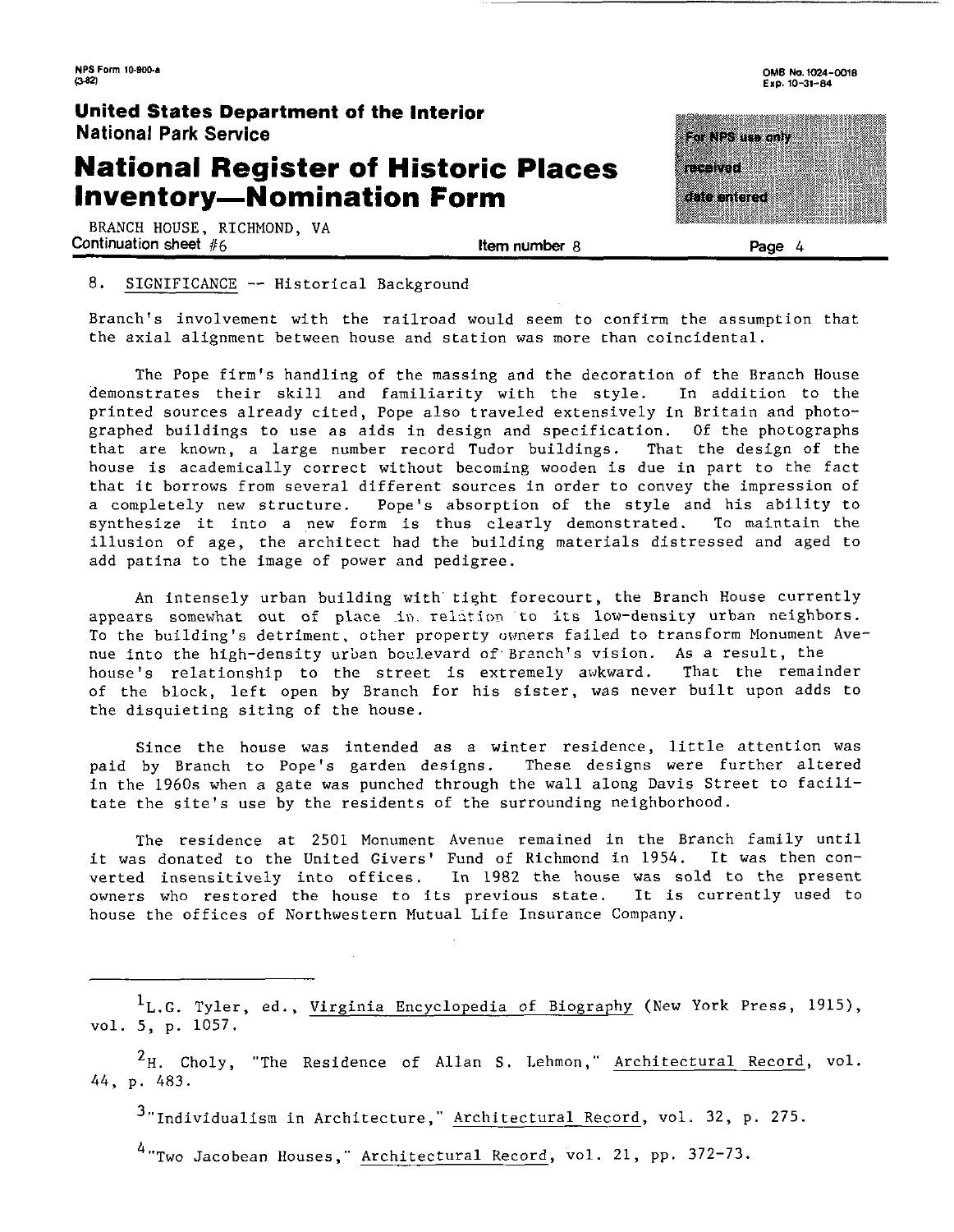BRANCH HOUSE, RICHMOND, VA
Continuation sheet #6 — Item number 8 — Page 4

8. SIGNIFICANCE -- Historical Background

Branch's involvement with the railroad would seem to confirm the assumption that the axial alignment between house and station was more than coincidental.

The Pope firm's handling of the massing and the decoration of the Branch House demonstrates their skill and familiarity with the style. In addition to the printed sources already cited, Pope also traveled extensively in Britain and photographed buildings to use as aids in design and specification. Of the photographs that are known, a large number record Tudor buildings. That the design of the house is academically correct without becoming wooden is due in part to the fact that it borrows from several different sources in order to convey the impression of a completely new structure. Pope's absorption of the style and his ability to synthesize it into a new form is thus clearly demonstrated. To maintain the illusion of age, the architect had the building materials distressed and aged to add patina to the image of power and pedigree.

An intensely urban building with tight forecourt, the Branch House currently appears somewhat out of place in relation to its low-density urban neighbors. To the building's detriment, other property owners failed to transform Monument Avenue into the high-density urban boulevard of Branch's vision. As a result, the house's relationship to the street is extremely awkward. That the remainder of the block, left open by Branch for his sister, was never built upon adds to the disquieting siting of the house.

Since the house was intended as a winter residence, little attention was paid by Branch to Pope's garden designs. These designs were further altered in the 1960s when a gate was punched through the wall along Davis Street to facilitate the site's use by the residents of the surrounding neighborhood.

The residence at 2501 Monument Avenue remained in the Branch family until it was donated to the United Givers' Fund of Richmond in 1954. It was then converted insensitively into offices. In 1982 the house was sold to the present owners who restored the house to its previous state. It is currently used to house the offices of Northwestern Mutual Life Insurance Company.

---

[1] L.G. Tyler, ed., Virginia Encyclopedia of Biography (New York Press, 1915), vol. 5, p. 1057.

[2] H. Choly, "The Residence of Allan S. Lehmon," Architectural Record, vol. 44, p. 483.

[3] "Individualism in Architecture," Architectural Record, vol. 32, p. 275.

[4] "Two Jacobean Houses," Architectural Record, vol. 21, pp. 372-73.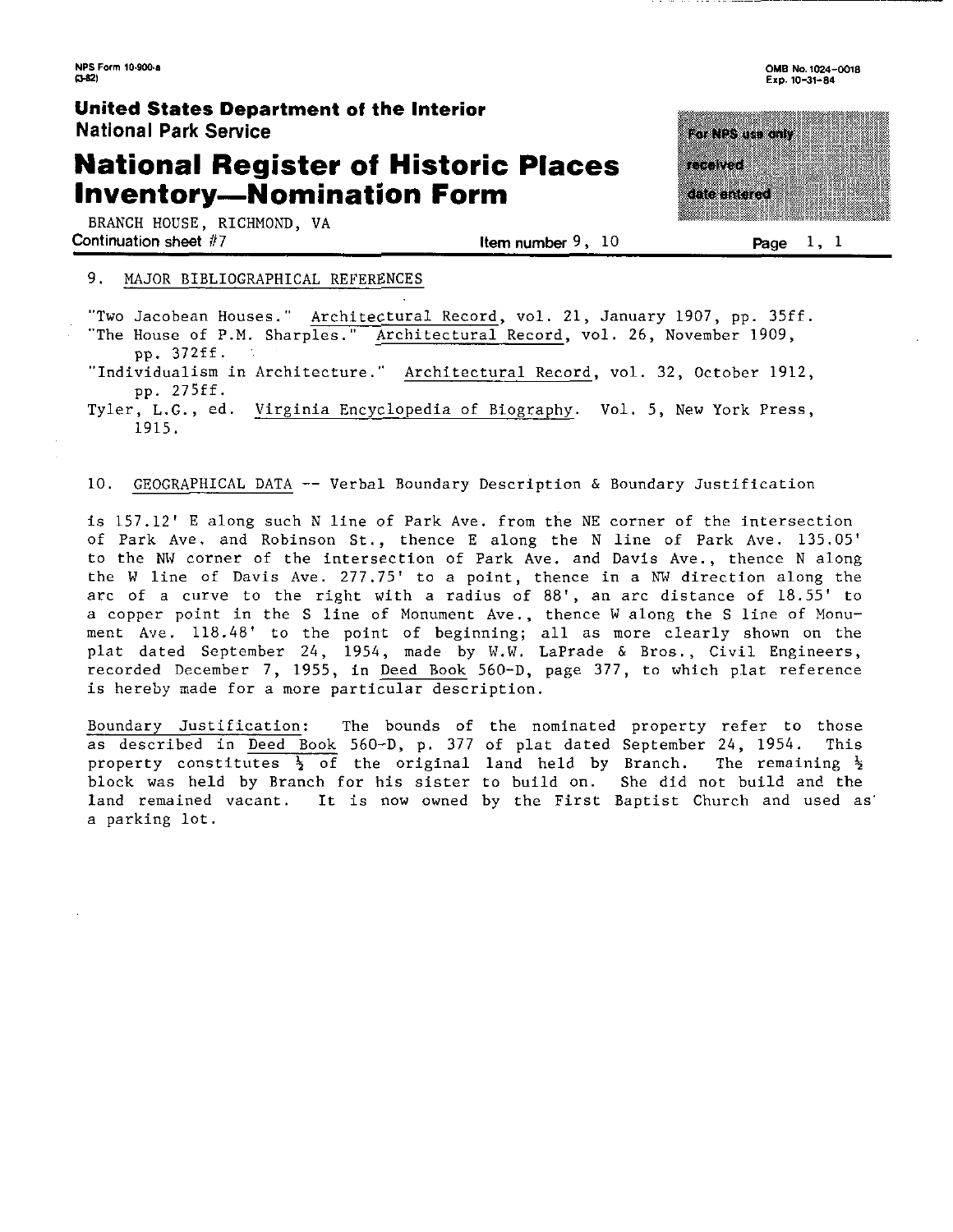NPS Form 10-900-a (3-82)

OMB No. 1024-0018
Exp. 10-31-84

**United States Department of the Interior**
**National Park Service**

# National Register of Historic Places Inventory—Nomination Form

For NPS use only
received
date entered

BRANCH HOUSE, RICHMOND, VA
Continuation sheet #7 | Item number 9, 10 | Page 1, 1

9. MAJOR BIBLIOGRAPHICAL REFERENCES

"Two Jacobean Houses." Architectural Record, vol. 21, January 1907, pp. 35ff.
"The House of P.M. Sharples." Architectural Record, vol. 26, November 1909, pp. 372ff.
"Individualism in Architecture." Architectural Record, vol. 32, October 1912, pp. 275ff.
Tyler, L.G., ed. Virginia Encyclopedia of Biography. Vol. 5, New York Press, 1915.

10. GEOGRAPHICAL DATA -- Verbal Boundary Description & Boundary Justification

is 157.12' E along such N line of Park Ave. from the NE corner of the intersection of Park Ave. and Robinson St., thence E along the N line of Park Ave. 135.05' to the NW corner of the intersection of Park Ave. and Davis Ave., thence N along the W line of Davis Ave. 277.75' to a point, thence in a NW direction along the arc of a curve to the right with a radius of 88', an arc distance of 18.55' to a copper point in the S line of Monument Ave., thence W along the S line of Monument Ave. 118.48' to the point of beginning; all as more clearly shown on the plat dated September 24, 1954, made by W.W. LaPrade & Bros., Civil Engineers, recorded December 7, 1955, in Deed Book 560-D, page 377, to which plat reference is hereby made for a more particular description.

Boundary Justification: The bounds of the nominated property refer to those as described in Deed Book 560-D, p. 377 of plat dated September 24, 1954. This property constitutes ½ of the original land held by Branch. The remaining ½ block was held by Branch for his sister to build on. She did not build and the land remained vacant. It is now owned by the First Baptist Church and used as a parking lot.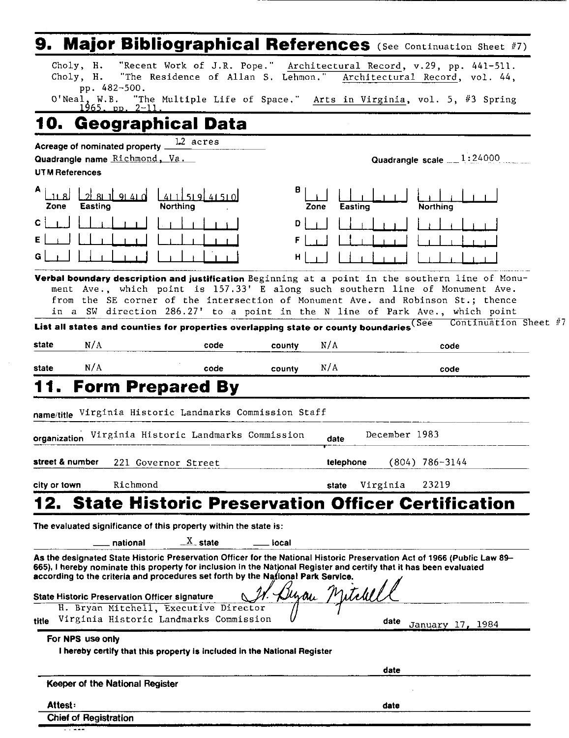## 9. Major Bibliographical References (See Continuation Sheet #7)

Choly, H. "Recent Work of J.R. Pope." Architectural Record, v.29, pp. 441-511.
Choly, H. "The Residence of Allan S. Lehmon." Architectural Record, vol. 44, pp. 482-500.
O'Neal, W.B. "The Multiple Life of Space." Arts in Virginia, vol. 5, #3 Spring 1965, pp. 2-11.

## 10. Geographical Data

Acreage of nominated property 12 acres

Quadrangle name Richmond, Va.

Quadrangle scale 1:24000

UTM References

| | Zone | Easting | Northing | | Zone | Easting | Northing |
|---|---|---|---|---|---|---|---|
| A | 18 | 281940 | 4159450 | B | | | |
| C | | | | D | | | |
| E | | | | F | | | |
| G | | | | H | | | |

**Verbal boundary description and justification** Beginning at a point in the southern line of Monument Ave., which point is 157.33' E along such southern line of Monument Ave. from the SE corner of the intersection of Monument Ave. and Robinson St.; thence in a SW direction 286.27' to a point in the N line of Park Ave., which point (See Continuation Sheet #7)

**List all states and counties for properties overlapping state or county boundaries**

| state | | code | county | | code |
|---|---|---|---|---|---|
| state | N/A | code | county | N/A | code |
| state | N/A | code | county | N/A | code |

## 11. Form Prepared By

name/title Virginia Historic Landmarks Commission Staff

organization Virginia Historic Landmarks Commission date December 1983

street & number 221 Governor Street telephone (804) 786-3144

city or town Richmond state Virginia 23219

## 12. State Historic Preservation Officer Certification

The evaluated significance of this property within the state is:

___ national  X state  ___ local

As the designated State Historic Preservation Officer for the National Historic Preservation Act of 1966 (Public Law 89-665), I hereby nominate this property for inclusion in the National Register and certify that it has been evaluated according to the criteria and procedures set forth by the National Park Service.

State Historic Preservation Officer signature H. Bryan Mitchell

title H. Bryan Mitchell, Executive Director, Virginia Historic Landmarks Commission date January 17, 1984

For NPS use only

I hereby certify that this property is included in the National Register

date

Keeper of the National Register

Attest: date

Chief of Registration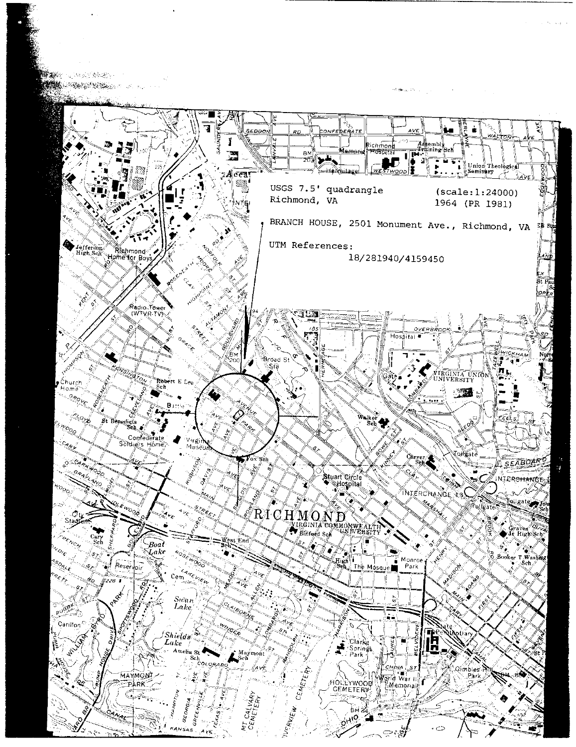USGS 7.5' quadrangle (scale:1:24000)
Richmond, VA 1964 (PR 1981)

BRANCH HOUSE, 2501 Monument Ave., Richmond, VA

UTM References:
18/281940/4159450